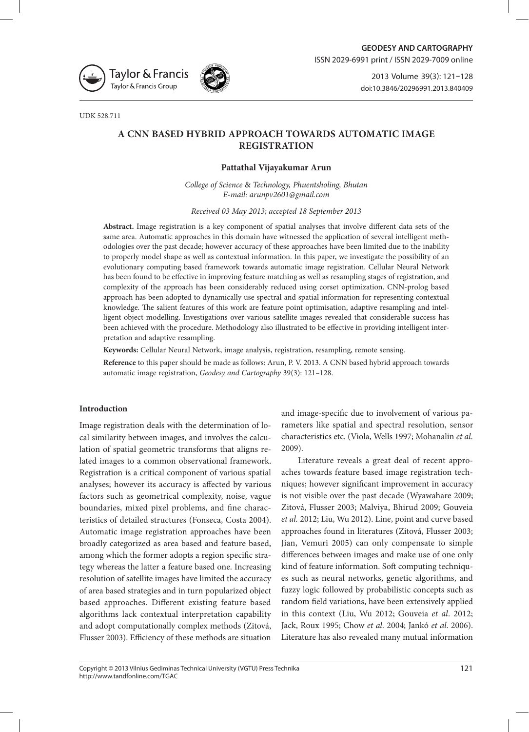UDK 528.711

# A CNN BASED HYBRID APPROACH TOWARDS AUTOMATIC IMAGE REGISTRATION

**Pattathal Vijayakumar Arun**

*College of Science & Technology, Phuentsholing, Bhutan*
*E-mail: arunpv2601@gmail.com*

*Received 03 May 2013; accepted 18 September 2013*

**Abstract.** Image registration is a key component of spatial analyses that involve different data sets of the same area. Automatic approaches in this domain have witnessed the application of several intelligent methodologies over the past decade; however accuracy of these approaches have been limited due to the inability to properly model shape as well as contextual information. In this paper, we investigate the possibility of an evolutionary computing based framework towards automatic image registration. Cellular Neural Network has been found to be effective in improving feature matching as well as resampling stages of registration, and complexity of the approach has been considerably reduced using corset optimization. CNN-prolog based approach has been adopted to dynamically use spectral and spatial information for representing contextual knowledge. The salient features of this work are feature point optimisation, adaptive resampling and intelligent object modelling. Investigations over various satellite images revealed that considerable success has been achieved with the procedure. Methodology also illustrated to be effective in providing intelligent interpretation and adaptive resampling.

**Keywords:** Cellular Neural Network, image analysis, registration, resampling, remote sensing.

**Reference** to this paper should be made as follows: Arun, P. V. 2013. A CNN based hybrid approach towards automatic image registration, *Geodesy and Cartography* 39(3): 121–128.

## Introduction

Image registration deals with the determination of local similarity between images, and involves the calculation of spatial geometric transforms that aligns related images to a common observational framework. Registration is a critical component of various spatial analyses; however its accuracy is affected by various factors such as geometrical complexity, noise, vague boundaries, mixed pixel problems, and fine characteristics of detailed structures (Fonseca, Costa 2004). Automatic image registration approaches have been broadly categorized as area based and feature based, among which the former adopts a region specific strategy whereas the latter a feature based one. Increasing resolution of satellite images have limited the accuracy of area based strategies and in turn popularized object based approaches. Different existing feature based algorithms lack contextual interpretation capability and adopt computationally complex methods (Zitová, Flusser 2003). Efficiency of these methods are situation and image-specific due to involvement of various parameters like spatial and spectral resolution, sensor characteristics etc. (Viola, Wells 1997; Mohanalin *et al.* 2009).

Literature reveals a great deal of recent approaches towards feature based image registration techniques; however significant improvement in accuracy is not visible over the past decade (Wyawahare 2009; Zitová, Flusser 2003; Malviya, Bhirud 2009; Gouveia *et al.* 2012; Liu, Wu 2012). Line, point and curve based approaches found in literatures (Zitová, Flusser 2003; Jian, Vemuri 2005) can only compensate to simple differences between images and make use of one only kind of feature information. Soft computing techniques such as neural networks, genetic algorithms, and fuzzy logic followed by probabilistic concepts such as random field variations, have been extensively applied in this context (Liu, Wu 2012; Gouveia *et al*. 2012; Jack, Roux 1995; Chow *et al*. 2004; Jankó *et al*. 2006). Literature has also revealed many mutual information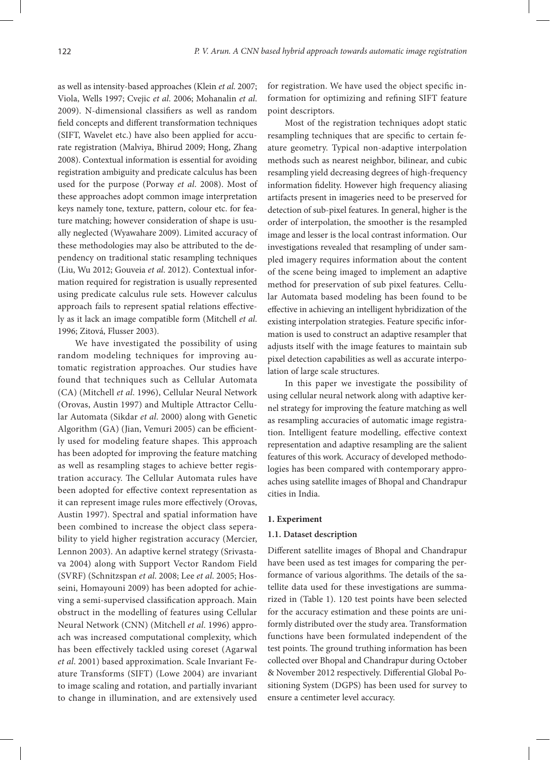as well as intensity-based approaches (Klein *et al.* 2007; Viola, Wells 1997; Cvejic *et al.* 2006; Mohanalin *et al.* 2009). N-dimensional classifiers as well as random field concepts and different transformation techniques (SIFT, Wavelet etc.) have also been applied for accurate registration (Malviya, Bhirud 2009; Hong, Zhang 2008). Contextual information is essential for avoiding registration ambiguity and predicate calculus has been used for the purpose (Porway *et al*. 2008). Most of these approaches adopt common image interpretation keys namely tone, texture, pattern, colour etc. for feature matching; however consideration of shape is usually neglected (Wyawahare 2009). Limited accuracy of these methodologies may also be attributed to the dependency on traditional static resampling techniques (Liu, Wu 2012; Gouveia *et al*. 2012). Contextual information required for registration is usually represented using predicate calculus rule sets. However calculus approach fails to represent spatial relations effectively as it lack an image compatible form (Mitchell *et al.* 1996; Zitová, Flusser 2003).

We have investigated the possibility of using random modeling techniques for improving automatic registration approaches. Our studies have found that techniques such as Cellular Automata (CA) (Mitchell *et al*. 1996), Cellular Neural Network (Orovas, Austin 1997) and Multiple Attractor Cellular Automata (Sikdar *et al*. 2000) along with Genetic Algorithm (GA) (Jian, Vemuri 2005) can be efficiently used for modeling feature shapes. This approach has been adopted for improving the feature matching as well as resampling stages to achieve better registration accuracy. The Cellular Automata rules have been adopted for effective context representation as it can represent image rules more effectively (Orovas, Austin 1997). Spectral and spatial information have been combined to increase the object class seperability to yield higher registration accuracy (Mercier, Lennon 2003). An adaptive kernel strategy (Srivastava 2004) along with Support Vector Random Field (SVRF) (Schnitzspan *et al.* 2008; Lee *et al.* 2005; Hosseini, Homayouni 2009) has been adopted for achieving a semi-supervised classification approach. Main obstruct in the modelling of features using Cellular Neural Network (CNN) (Mitchell *et al*. 1996) approach was increased computational complexity, which has been effectively tackled using coreset (Agarwal *et al*. 2001) based approximation. Scale Invariant Feature Transforms (SIFT) (Lowe 2004) are invariant to image scaling and rotation, and partially invariant to change in illumination, and are extensively used for registration. We have used the object specific information for optimizing and refining SIFT feature point descriptors.

Most of the registration techniques adopt static resampling techniques that are specific to certain feature geometry. Typical non-adaptive interpolation methods such as nearest neighbor, bilinear, and cubic resampling yield decreasing degrees of high-frequency information fidelity. However high frequency aliasing artifacts present in imageries need to be preserved for detection of sub-pixel features. In general, higher is the order of interpolation, the smoother is the resampled image and lesser is the local contrast information. Our investigations revealed that resampling of under sampled imagery requires information about the content of the scene being imaged to implement an adaptive method for preservation of sub pixel features. Cellular Automata based modeling has been found to be effective in achieving an intelligent hybridization of the existing interpolation strategies. Feature specific information is used to construct an adaptive resampler that adjusts itself with the image features to maintain sub pixel detection capabilities as well as accurate interpolation of large scale structures.

In this paper we investigate the possibility of using cellular neural network along with adaptive kernel strategy for improving the feature matching as well as resampling accuracies of automatic image registration. Intelligent feature modelling, effective context representation and adaptive resampling are the salient features of this work. Accuracy of developed methodologies has been compared with contemporary approaches using satellite images of Bhopal and Chandrapur cities in India.

## 1. Experiment

### 1.1. Dataset description

Different satellite images of Bhopal and Chandrapur have been used as test images for comparing the performance of various algorithms. The details of the satellite data used for these investigations are summarized in (Table 1). 120 test points have been selected for the accuracy estimation and these points are uniformly distributed over the study area. Transformation functions have been formulated independent of the test points. The ground truthing information has been collected over Bhopal and Chandrapur during October & November 2012 respectively. Differential Global Positioning System (DGPS) has been used for survey to ensure a centimeter level accuracy.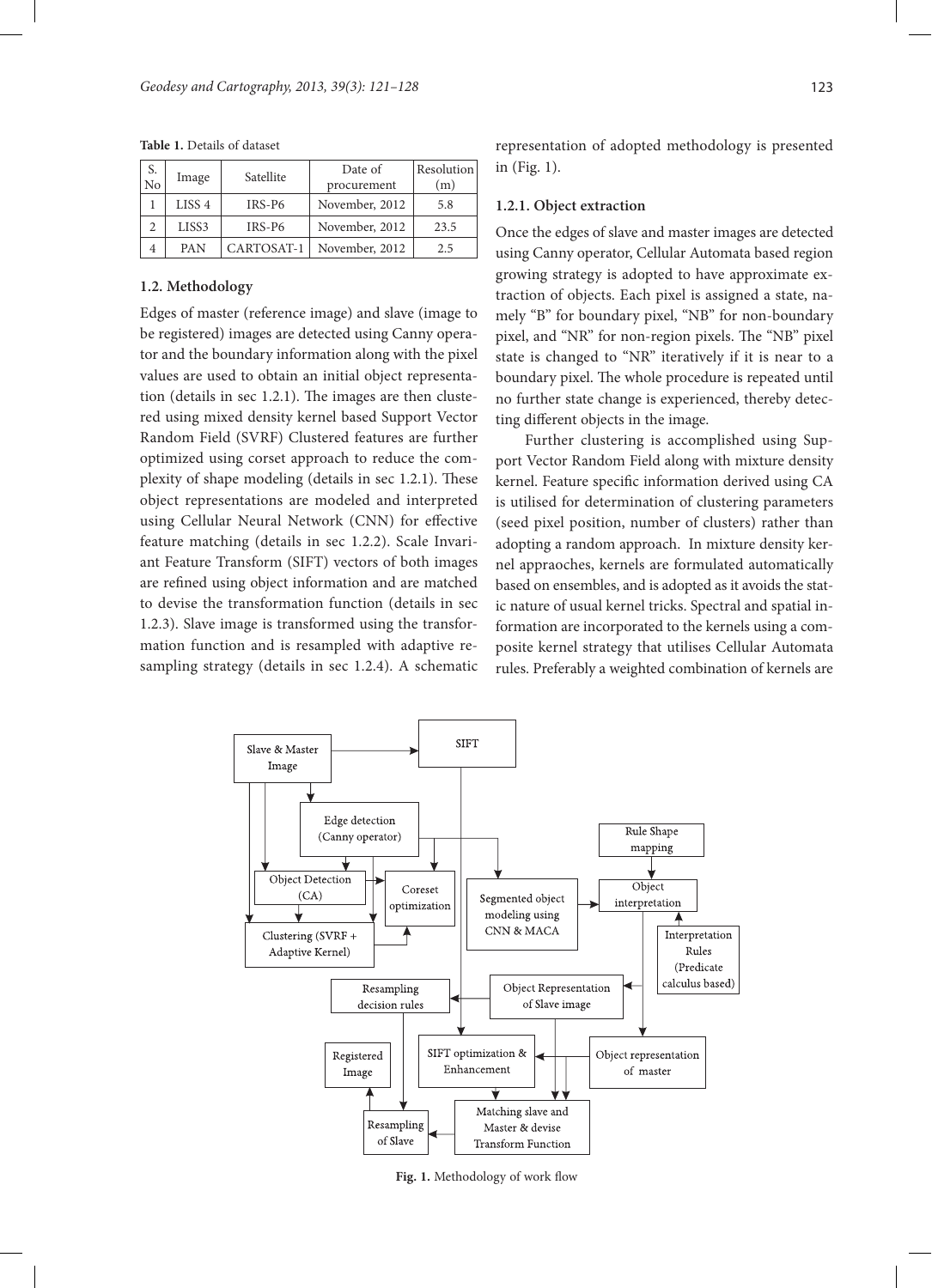**Table 1.** Details of dataset

| S. No | Image | Satellite | Date of procurement | Resolution (m) |
|---|---|---|---|---|
| 1 | LISS 4 | IRS-P6 | November, 2012 | 5.8 |
| 2 | LISS3 | IRS-P6 | November, 2012 | 23.5 |
| 4 | PAN | CARTOSAT-1 | November, 2012 | 2.5 |

### 1.2. Methodology

Edges of master (reference image) and slave (image to be registered) images are detected using Canny operator and the boundary information along with the pixel values are used to obtain an initial object representation (details in sec 1.2.1). The images are then clustered using mixed density kernel based Support Vector Random Field (SVRF) Clustered features are further optimized using corset approach to reduce the complexity of shape modeling (details in sec 1.2.1). These object representations are modeled and interpreted using Cellular Neural Network (CNN) for effective feature matching (details in sec 1.2.2). Scale Invariant Feature Transform (SIFT) vectors of both images are refined using object information and are matched to devise the transformation function (details in sec 1.2.3). Slave image is transformed using the transformation function and is resampled with adaptive resampling strategy (details in sec 1.2.4). A schematic representation of adopted methodology is presented in (Fig. 1).

#### 1.2.1. Object extraction

Once the edges of slave and master images are detected using Canny operator, Cellular Automata based region growing strategy is adopted to have approximate extraction of objects. Each pixel is assigned a state, namely "B" for boundary pixel, "NB" for non-boundary pixel, and "NR" for non-region pixels. The "NB" pixel state is changed to "NR" iteratively if it is near to a boundary pixel. The whole procedure is repeated until no further state change is experienced, thereby detecting different objects in the image.

Further clustering is accomplished using Support Vector Random Field along with mixture density kernel. Feature specific information derived using CA is utilised for determination of clustering parameters (seed pixel position, number of clusters) rather than adopting a random approach. In mixture density kernel appraoches, kernels are formulated automatically based on ensembles, and is adopted as it avoids the static nature of usual kernel tricks. Spectral and spatial information are incorporated to the kernels using a composite kernel strategy that utilises Cellular Automata rules. Preferably a weighted combination of kernels are

Fig. 1. Methodology of work flow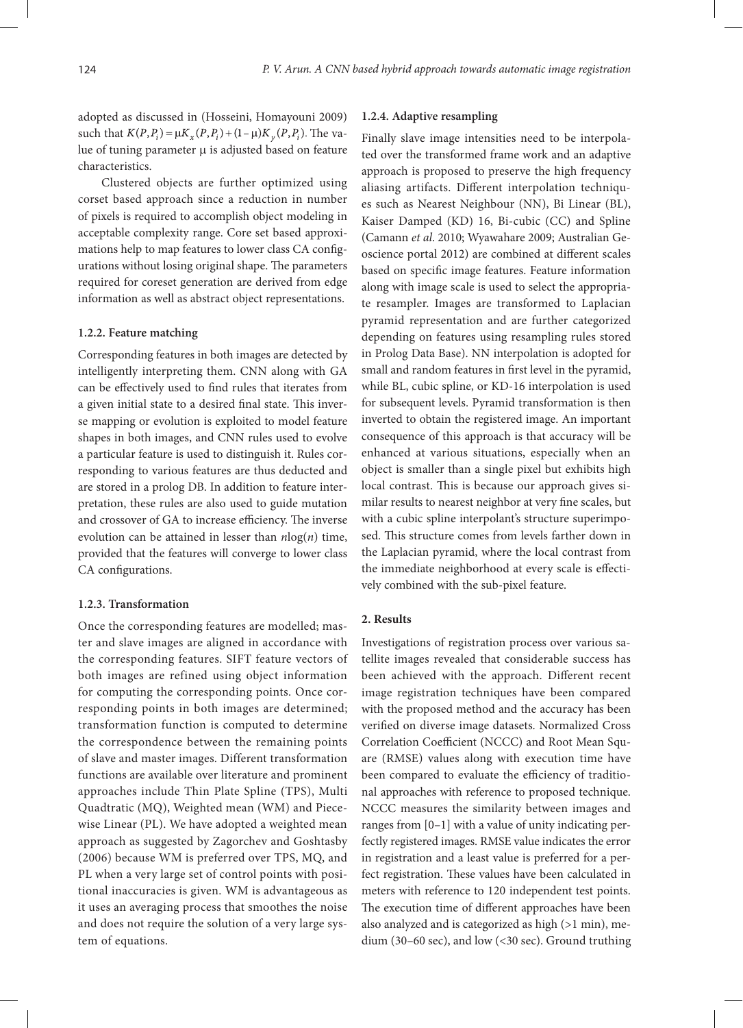adopted as discussed in (Hosseini, Homayouni 2009) such that $K(P,P_i) = \mu K_x(P,P_i) + (1-\mu)K_y(P,P_i)$. The value of tuning parameter μ is adjusted based on feature characteristics.

Clustered objects are further optimized using corset based approach since a reduction in number of pixels is required to accomplish object modeling in acceptable complexity range. Core set based approximations help to map features to lower class CA configurations without losing original shape. The parameters required for coreset generation are derived from edge information as well as abstract object representations.

#### 1.2.2. Feature matching

Corresponding features in both images are detected by intelligently interpreting them. CNN along with GA can be effectively used to find rules that iterates from a given initial state to a desired final state. This inverse mapping or evolution is exploited to model feature shapes in both images, and CNN rules used to evolve a particular feature is used to distinguish it. Rules corresponding to various features are thus deducted and are stored in a prolog DB. In addition to feature interpretation, these rules are also used to guide mutation and crossover of GA to increase efficiency. The inverse evolution can be attained in lesser than $n\log(n)$ time, provided that the features will converge to lower class CA configurations.

#### 1.2.3. Transformation

Once the corresponding features are modelled; master and slave images are aligned in accordance with the corresponding features. SIFT feature vectors of both images are refined using object information for computing the corresponding points. Once corresponding points in both images are determined; transformation function is computed to determine the correspondence between the remaining points of slave and master images. Different transformation functions are available over literature and prominent approaches include Thin Plate Spline (TPS), Multi Quadtratic (MQ), Weighted mean (WM) and Piecewise Linear (PL). We have adopted a weighted mean approach as suggested by Zagorchev and Goshtasby (2006) because WM is preferred over TPS, MQ, and PL when a very large set of control points with positional inaccuracies is given. WM is advantageous as it uses an averaging process that smoothes the noise and does not require the solution of a very large system of equations.

#### 1.2.4. Adaptive resampling

Finally slave image intensities need to be interpolated over the transformed frame work and an adaptive approach is proposed to preserve the high frequency aliasing artifacts. Different interpolation techniques such as Nearest Neighbour (NN), Bi Linear (BL), Kaiser Damped (KD) 16, Bi-cubic (CC) and Spline (Camann *et al*. 2010; Wyawahare 2009; Australian Geoscience portal 2012) are combined at different scales based on specific image features. Feature information along with image scale is used to select the appropriate resampler. Images are transformed to Laplacian pyramid representation and are further categorized depending on features using resampling rules stored in Prolog Data Base). NN interpolation is adopted for small and random features in first level in the pyramid, while BL, cubic spline, or KD-16 interpolation is used for subsequent levels. Pyramid transformation is then inverted to obtain the registered image. An important consequence of this approach is that accuracy will be enhanced at various situations, especially when an object is smaller than a single pixel but exhibits high local contrast. This is because our approach gives similar results to nearest neighbor at very fine scales, but with a cubic spline interpolant's structure superimposed. This structure comes from levels farther down in the Laplacian pyramid, where the local contrast from the immediate neighborhood at every scale is effectively combined with the sub-pixel feature.

## 2. Results

Investigations of registration process over various satellite images revealed that considerable success has been achieved with the approach. Different recent image registration techniques have been compared with the proposed method and the accuracy has been verified on diverse image datasets. Normalized Cross Correlation Coefficient (NCCC) and Root Mean Square (RMSE) values along with execution time have been compared to evaluate the efficiency of traditional approaches with reference to proposed technique. NCCC measures the similarity between images and ranges from [0–1] with a value of unity indicating perfectly registered images. RMSE value indicates the error in registration and a least value is preferred for a perfect registration. These values have been calculated in meters with reference to 120 independent test points. The execution time of different approaches have been also analyzed and is categorized as high (>1 min), medium (30–60 sec), and low (<30 sec). Ground truthing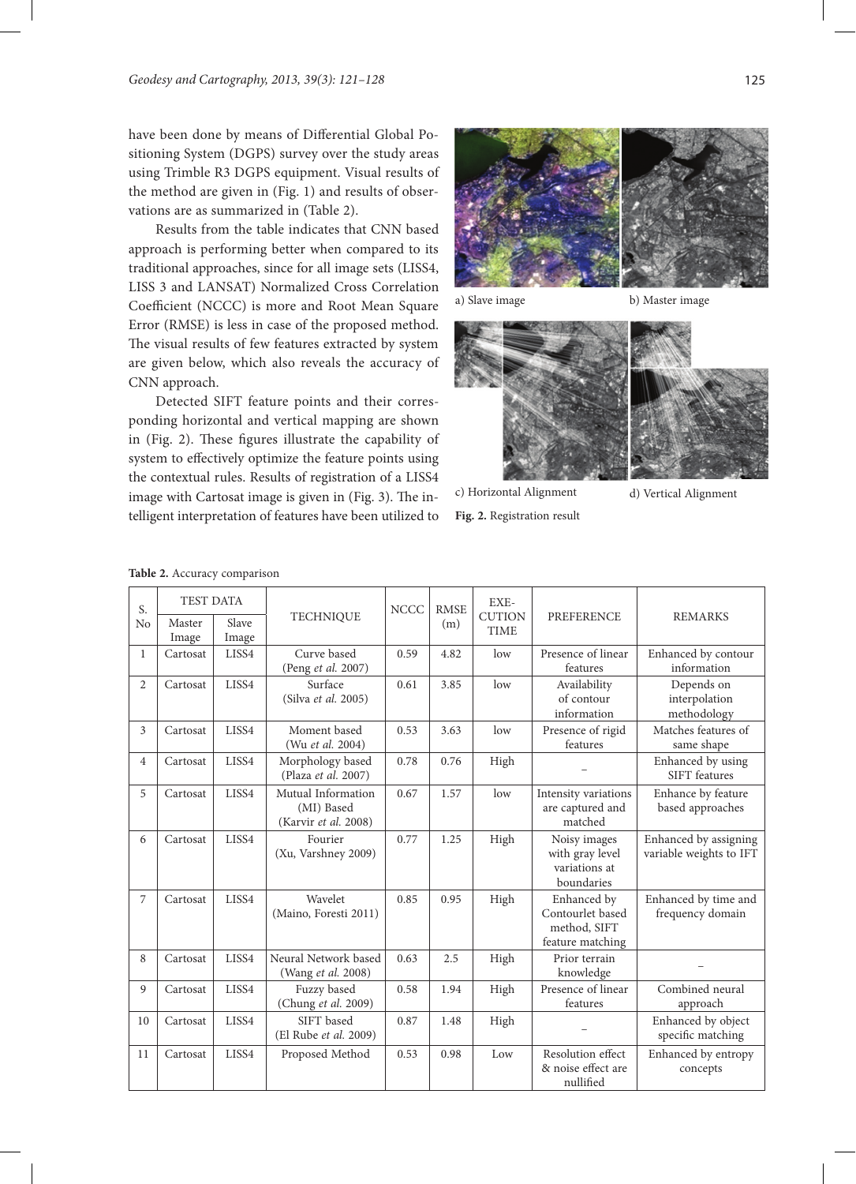have been done by means of Differential Global Positioning System (DGPS) survey over the study areas using Trimble R3 DGPS equipment. Visual results of the method are given in (Fig. 1) and results of observations are as summarized in (Table 2).

Results from the table indicates that CNN based approach is performing better when compared to its traditional approaches, since for all image sets (LISS4, LISS 3 and LANSAT) Normalized Cross Correlation Coefficient (NCCC) is more and Root Mean Square Error (RMSE) is less in case of the proposed method. The visual results of few features extracted by system are given below, which also reveals the accuracy of CNN approach.

Detected SIFT feature points and their corresponding horizontal and vertical mapping are shown in (Fig. 2). These figures illustrate the capability of system to effectively optimize the feature points using the contextual rules. Results of registration of a LISS4 image with Cartosat image is given in (Fig. 3). The intelligent interpretation of features have been utilized to

a) Slave image b) Master image

c) Horizontal Alignment d) Vertical Alignment

**Fig. 2.** Registration result

**Table 2.** Accuracy comparison

| S. No | TEST DATA | | TECHNIQUE | NCCC | RMSE (m) | EXE-CUTION TIME | PREFERENCE | REMARKS |
|---|---|---|---|---|---|---|---|---|
| | Master Image | Slave Image | | | | | | |
| 1 | Cartosat | LISS4 | Curve based (Peng *et al.* 2007) | 0.59 | 4.82 | low | Presence of linear features | Enhanced by contour information |
| 2 | Cartosat | LISS4 | Surface (Silva *et al.* 2005) | 0.61 | 3.85 | low | Availability of contour information | Depends on interpolation methodology |
| 3 | Cartosat | LISS4 | Moment based (Wu *et al.* 2004) | 0.53 | 3.63 | low | Presence of rigid features | Matches features of same shape |
| 4 | Cartosat | LISS4 | Morphology based (Plaza *et al.* 2007) | 0.78 | 0.76 | High | – | Enhanced by using SIFT features |
| 5 | Cartosat | LISS4 | Mutual Information (MI) Based (Karvir *et al.* 2008) | 0.67 | 1.57 | low | Intensity variations are captured and matched | Enhance by feature based approaches |
| 6 | Cartosat | LISS4 | Fourier (Xu, Varshney 2009) | 0.77 | 1.25 | High | Noisy images with gray level variations at boundaries | Enhanced by assigning variable weights to IFT |
| 7 | Cartosat | LISS4 | Wavelet (Maino, Foresti 2011) | 0.85 | 0.95 | High | Enhanced by Contourlet based method, SIFT feature matching | Enhanced by time and frequency domain |
| 8 | Cartosat | LISS4 | Neural Network based (Wang *et al.* 2008) | 0.63 | 2.5 | High | Prior terrain knowledge | – |
| 9 | Cartosat | LISS4 | Fuzzy based (Chung *et al.* 2009) | 0.58 | 1.94 | High | Presence of linear features | Combined neural approach |
| 10 | Cartosat | LISS4 | SIFT based (El Rube *et al.* 2009) | 0.87 | 1.48 | High | – | Enhanced by object specific matching |
| 11 | Cartosat | LISS4 | Proposed Method | 0.53 | 0.98 | Low | Resolution effect & noise effect are nullified | Enhanced by entropy concepts |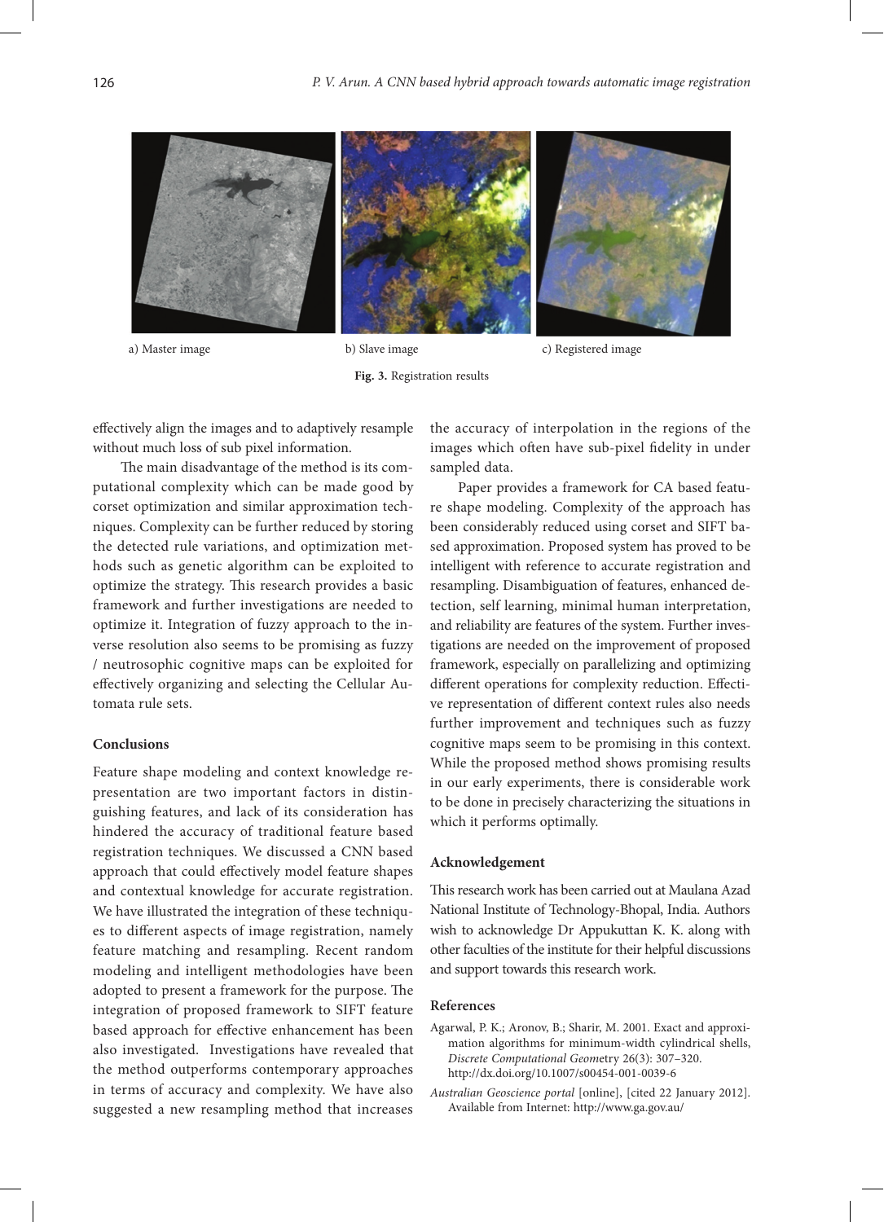a) Master image

b) Slave image

c) Registered image

**Fig. 3.** Registration results

effectively align the images and to adaptively resample without much loss of sub pixel information.

The main disadvantage of the method is its computational complexity which can be made good by corset optimization and similar approximation techniques. Complexity can be further reduced by storing the detected rule variations, and optimization methods such as genetic algorithm can be exploited to optimize the strategy. This research provides a basic framework and further investigations are needed to optimize it. Integration of fuzzy approach to the inverse resolution also seems to be promising as fuzzy / neutrosophic cognitive maps can be exploited for effectively organizing and selecting the Cellular Automata rule sets.

### Conclusions

Feature shape modeling and context knowledge representation are two important factors in distinguishing features, and lack of its consideration has hindered the accuracy of traditional feature based registration techniques. We discussed a CNN based approach that could effectively model feature shapes and contextual knowledge for accurate registration. We have illustrated the integration of these techniques to different aspects of image registration, namely feature matching and resampling. Recent random modeling and intelligent methodologies have been adopted to present a framework for the purpose. The integration of proposed framework to SIFT feature based approach for effective enhancement has been also investigated. Investigations have revealed that the method outperforms contemporary approaches in terms of accuracy and complexity. We have also suggested a new resampling method that increases the accuracy of interpolation in the regions of the images which often have sub-pixel fidelity in under sampled data.

Paper provides a framework for CA based feature shape modeling. Complexity of the approach has been considerably reduced using corset and SIFT based approximation. Proposed system has proved to be intelligent with reference to accurate registration and resampling. Disambiguation of features, enhanced detection, self learning, minimal human interpretation, and reliability are features of the system. Further investigations are needed on the improvement of proposed framework, especially on parallelizing and optimizing different operations for complexity reduction. Effective representation of different context rules also needs further improvement and techniques such as fuzzy cognitive maps seem to be promising in this context. While the proposed method shows promising results in our early experiments, there is considerable work to be done in precisely characterizing the situations in which it performs optimally.

### Acknowledgement

This research work has been carried out at Maulana Azad National Institute of Technology-Bhopal, India. Authors wish to acknowledge Dr Appukuttan K. K. along with other faculties of the institute for their helpful discussions and support towards this research work.

### References

Agarwal, P. K.; Aronov, B.; Sharir, M. 2001. Exact and approximation algorithms for minimum-width cylindrical shells, *Discrete Computational Geometry* 26(3): 307–320. http://dx.doi.org/10.1007/s00454-001-0039-6

*Australian Geoscience portal* [online], [cited 22 January 2012]. Available from Internet: http://www.ga.gov.au/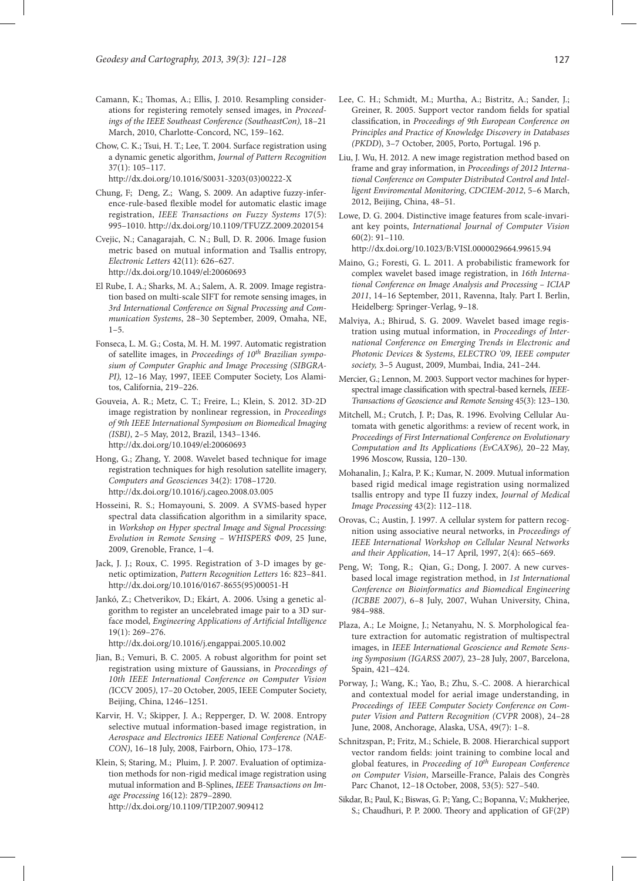Camann, K.; Thomas, A.; Ellis, J. 2010. Resampling considerations for registering remotely sensed images, in *Proceedings of the IEEE Southeast Conference (SoutheastCon),* 18–21 March, 2010, Charlotte-Concord, NC, 159–162.

Chow, C. K.; Tsui, H. T.; Lee, T. 2004. Surface registration using a dynamic genetic algorithm, *Journal of Pattern Recognition* 37(1): 105–117. http://dx.doi.org/10.1016/S0031-3203(03)00222-X

Chung, F; Deng, Z.; Wang, S. 2009. An adaptive fuzzy-inference-rule-based flexible model for automatic elastic image registration, *IEEE Transactions on Fuzzy Systems* 17(5): 995–1010. http://dx.doi.org/10.1109/TFUZZ.2009.2020154

Cvejic, N.; Canagarajah, C. N.; Bull, D. R. 2006. Image fusion metric based on mutual information and Tsallis entropy, *Electronic Letters* 42(11): 626–627. http://dx.doi.org/10.1049/el:20060693

El Rube, I. A.; Sharks, M. A.; Salem, A. R. 2009. Image registration based on multi-scale SIFT for remote sensing images, in *3rd International Conference on Signal Processing and Communication Systems*, 28–30 September, 2009, Omaha, NE, 1–5.

Fonseca, L. M. G.; Costa, M. H. M. 1997. Automatic registration of satellite images, in *Proceedings of 10th Brazilian symposium of Computer Graphic and Image Processing (SIBGRAPI),* 12–16 May, 1997, IEEE Computer Society, Los Alamitos, California, 219–226.

Gouveia, A. R.; Metz, C. T.; Freire, L.; Klein, S. 2012. 3D-2D image registration by nonlinear regression, in *Proceedings of 9th IEEE International Symposium on Biomedical Imaging (ISBI)*, 2–5 May, 2012, Brazil, 1343–1346. http://dx.doi.org/10.1049/el:20060693

Hong, G.; Zhang, Y. 2008. Wavelet based technique for image registration techniques for high resolution satellite imagery, *Computers and Geosciences* 34(2): 1708–1720. http://dx.doi.org/10.1016/j.cageo.2008.03.005

Hosseini, R. S.; Homayouni, S. 2009. A SVMS-based hyper spectral data classification algorithm in a similarity space, in *Workshop on Hyper spectral Image and Signal Processing: Evolution in Remote Sensing – WHISPERS Φ09*, 25 June, 2009, Grenoble, France, 1–4.

Jack, J. J.; Roux, C. 1995. Registration of 3-D images by genetic optimization, *Pattern Recognition Letters* 16: 823–841. http://dx.doi.org/10.1016/0167-8655(95)00051-H

Jankó, Z.; Chetverikov, D.; Ekárt, A. 2006. Using a genetic algorithm to register an uncelebrated image pair to a 3D surface model, *Engineering Applications of Artificial Intelligence* 19(1): 269–276. http://dx.doi.org/10.1016/j.engappai.2005.10.002

Jian, B.; Vemuri, B. C. 2005. A robust algorithm for point set registration using mixture of Gaussians, in *Proceedings of 10th IEEE International Conference on Computer Vision (*ICCV 2005*)*, 17–20 October, 2005, IEEE Computer Society, Beijing, China, 1246–1251.

Karvir, H. V.; Skipper, J. A.; Repperger, D. W. 2008. Entropy selective mutual information-based image registration, in *Aerospace and Electronics IEEE National Conference (NAECON)*, 16–18 July, 2008, Fairborn, Ohio, 173–178.

Klein, S; Staring, M.; Pluim, J. P. 2007. Evaluation of optimization methods for non-rigid medical image registration using mutual information and B-Splines, *IEEE Transactions on Image Processing* 16(12): 2879–2890. http://dx.doi.org/10.1109/TIP.2007.909412

Lee, C. H.; Schmidt, M.; Murtha, A.; Bistritz, A.; Sander, J.; Greiner, R. 2005. Support vector random fields for spatial classification, in *Proceedings of 9th European Conference on Principles and Practice of Knowledge Discovery in Databases (PKDD*), 3–7 October, 2005, Porto, Portugal. 196 p.

Liu, J. Wu, H. 2012. A new image registration method based on frame and gray information, in *Proceedings of 2012 International Conference on Computer Distributed Control and Intelligent Enviromental Monitoring*, *CDCIEM-2012*, 5–6 March, 2012, Beijing, China, 48–51.

Lowe, D. G. 2004. Distinctive image features from scale-invariant key points, *International Journal of Computer Vision* 60(2): 91–110. http://dx.doi.org/10.1023/B:VISI.0000029664.99615.94

Maino, G.; Foresti, G. L. 2011. A probabilistic framework for complex wavelet based image registration, in *16th International Conference on Image Analysis and Processing – ICIAP 2011*, 14–16 September, 2011, Ravenna, Italy. Part I. Berlin, Heidelberg: Springer-Verlag, 9–18.

Malviya, A.; Bhirud, S. G. 2009. Wavelet based image registration using mutual information, in *Proceedings of International Conference on Emerging Trends in Electronic and Photonic Devices* & *Systems*, *ELECTRO '09, IEEE computer society,* 3–5 August, 2009, Mumbai, India, 241–244.

Mercier, G.; Lennon, M. 2003. Support vector machines for hyperspectral image classification with spectral-based kernels*, IEEE-Transactions of Geoscience and Remote Sensing* 45(3): 123–130.

Mitchell, M.; Crutch, J. P.; Das, R. 1996. Evolving Cellular Automata with genetic algorithms: a review of recent work, in *Proceedings of First International Conference on Evolutionary Computation and Its Applications (EvCAX96),* 20–22 May, 1996 Moscow, Russia, 120–130.

Mohanalin, J.; Kalra, P. K.; Kumar, N. 2009. Mutual information based rigid medical image registration using normalized tsallis entropy and type II fuzzy index, *Journal of Medical Image Processing* 43(2): 112–118.

Orovas, C.; Austin, J. 1997. A cellular system for pattern recognition using associative neural networks, in *Proceedings of IEEE International Workshop on Cellular Neural Networks and their Application*, 14–17 April, 1997, 2(4): 665–669.

Peng, W; Tong, R.; Qian, G.; Dong, J. 2007. A new curves-based local image registration method, in *1st International Conference on Bioinformatics and Biomedical Engineering (ICBBE 2007)*, 6–8 July, 2007, Wuhan University, China, 984–988.

Plaza, A.; Le Moigne, J.; Netanyahu, N. S. Morphological feature extraction for automatic registration of multispectral images, in *IEEE International Geoscience and Remote Sensing Symposium (IGARSS 2007),* 23–28 July, 2007, Barcelona, Spain, 421–424.

Porway, J.; Wang, K.; Yao, B.; Zhu, S.-C. 2008. A hierarchical and contextual model for aerial image understanding, in *Proceedings of IEEE Computer Society Conference on Computer Vision and Pattern Recognition (CVPR* 2008), 24–28 June, 2008, Anchorage, Alaska, USA, 49(7): 1–8.

Schnitzspan, P.; Fritz, M.; Schiele, B. 2008. Hierarchical support vector random fields: joint training to combine local and global features, in *Proceeding of 10th European Conference on Computer Vision*, Marseille-France, Palais des Congrès Parc Chanot, 12–18 October, 2008, 53(5): 527–540.

Sikdar, B.; Paul, K.; Biswas, G. P.; Yang, C.; Bopanna, V.; Mukherjee, S.; Chaudhuri, P. P. 2000. Theory and application of GF(2P)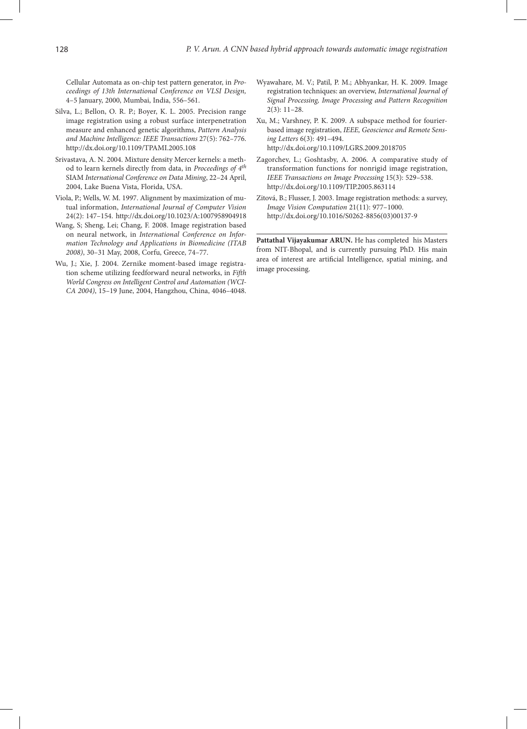Cellular Automata as on-chip test pattern generator, in *Proceedings of 13th International Conference on VLSI Design,* 4–5 January, 2000, Mumbai, India, 556–561.

Silva, L.; Bellon, O. R. P.; Boyer, K. L. 2005. Precision range image registration using a robust surface interpenetration measure and enhanced genetic algorithms, *Pattern Analysis and Machine Intelligence: IEEE Transactions* 27(5): 762–776. http://dx.doi.org/10.1109/TPAMI.2005.108

Srivastava, A. N. 2004. Mixture density Mercer kernels: a method to learn kernels directly from data, in *Proceedings of 4th* SIAM *International Conference on Data Mining*, 22–24 April, 2004, Lake Buena Vista, Florida, USA.

Viola, P.; Wells, W. M. 1997. Alignment by maximization of mutual information, *International Journal of Computer Vision* 24(2): 147–154. http://dx.doi.org/10.1023/A:1007958904918

Wang, S; Sheng, Lei; Chang, F. 2008. Image registration based on neural network, in *International Conference on Information Technology and Applications in Biomedicine (ITAB 2008)*, 30–31 May, 2008, Corfu, Greece, 74–77.

Wu, J.; Xie, J. 2004. Zernike moment-based image registration scheme utilizing feedforward neural networks, in *Fifth World Congress on Intelligent Control and Automation (WCICA 2004)*, 15–19 June, 2004, Hangzhou, China, 4046–4048.

Wyawahare, M. V.; Patil, P. M.; Abhyankar, H. K. 2009. Image registration techniques: an overview, *International Journal of Signal Processing, Image Processing and Pattern Recognition* 2(3): 11–28.

Xu, M.; Varshney, P. K. 2009. A subspace method for fourier-based image registration, *IEEE, Geoscience and Remote Sensing Letters* 6(3): 491–494. http://dx.doi.org/10.1109/LGRS.2009.2018705

Zagorchev, L.; Goshtasby, A. 2006. A comparative study of transformation functions for nonrigid image registration, *IEEE Transactions on Image Processing* 15(3): 529–538. http://dx.doi.org/10.1109/TIP.2005.863114

Zitová, B.; Flusser, J. 2003. Image registration methods: a survey, *Image Vision Computation* 21(11): 977–1000. http://dx.doi.org/10.1016/S0262-8856(03)00137-9

---

**Pattathal Vijayakumar ARUN.** He has completed his Masters from NIT-Bhopal, and is currently pursuing PhD. His main area of interest are artificial Intelligence, spatial mining, and image processing.